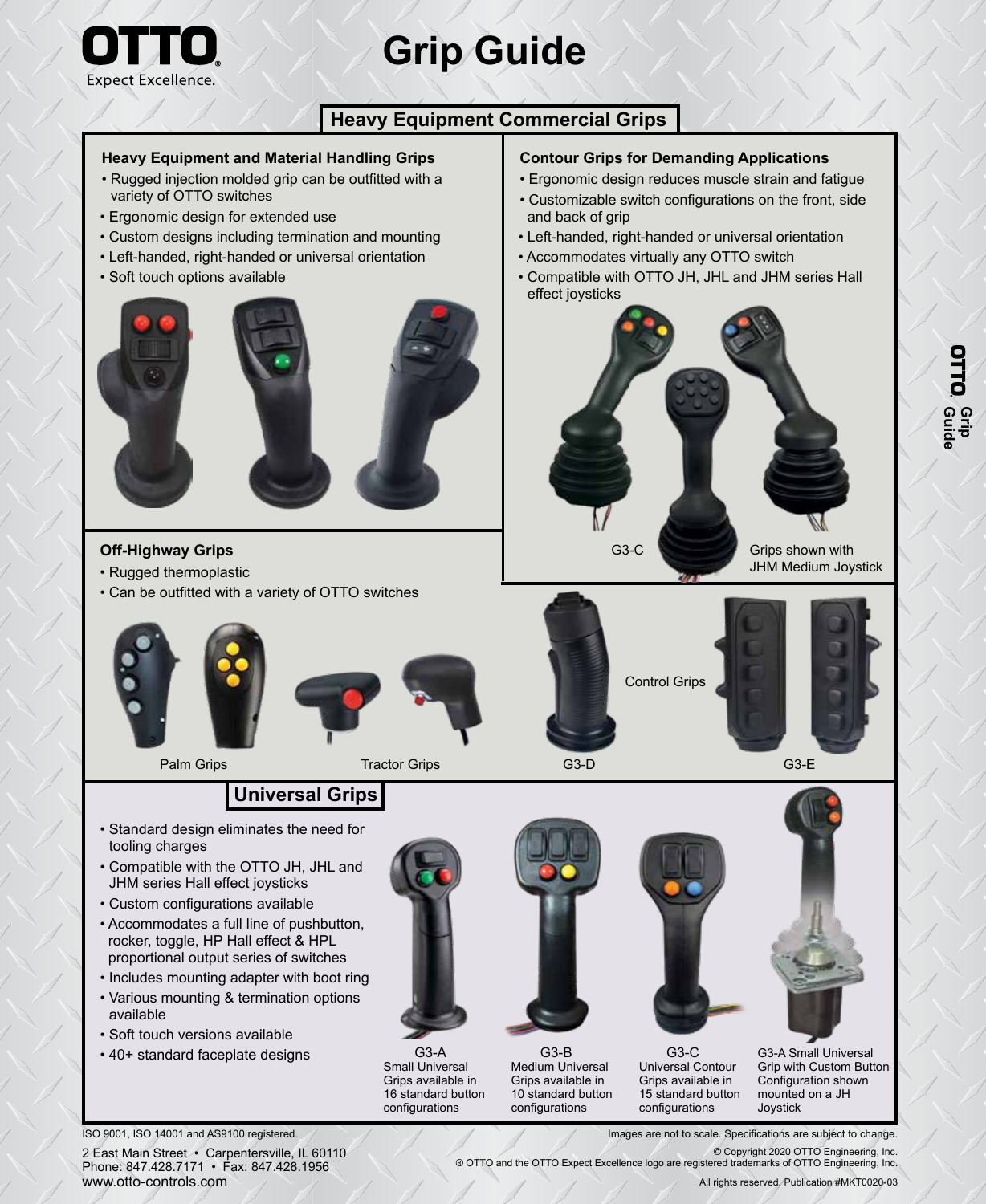OTTO
Expect Excellence.

# Grip Guide

## Heavy Equipment Commercial Grips

### Heavy Equipment and Material Handling Grips

- Rugged injection molded grip can be outfitted with a variety of OTTO switches
- Ergonomic design for extended use
- Custom designs including termination and mounting
- Left-handed, right-handed or universal orientation
- Soft touch options available

### Contour Grips for Demanding Applications

- Ergonomic design reduces muscle strain and fatigue
- Customizable switch configurations on the front, side and back of grip
- Left-handed, right-handed or universal orientation
- Accommodates virtually any OTTO switch
- Compatible with OTTO JH, JHL and JHM series Hall effect joysticks

G3-C

Grips shown with JHM Medium Joystick

### Off-Highway Grips

- Rugged thermoplastic
- Can be outfitted with a variety of OTTO switches

Palm Grips

Tractor Grips

G3-D

Control Grips

G3-E

## Universal Grips

- Standard design eliminates the need for tooling charges
- Compatible with the OTTO JH, JHL and JHM series Hall effect joysticks
- Custom configurations available
- Accommodates a full line of pushbutton, rocker, toggle, HP Hall effect & HPL proportional output series of switches
- Includes mounting adapter with boot ring
- Various mounting & termination options available
- Soft touch versions available
- 40+ standard faceplate designs

G3-A
Small Universal Grips available in 16 standard button configurations

G3-B
Medium Universal Grips available in 10 standard button configurations

G3-C
Universal Contour Grips available in 15 standard button configurations

G3-A Small Universal Grip with Custom Button Configuration shown mounted on a JH Joystick

ISO 9001, ISO 14001 and AS9100 registered.

Images are not to scale. Specifications are subject to change.

2 East Main Street • Carpentersville, IL 60110
Phone: 847.428.7171 • Fax: 847.428.1956
www.otto-controls.com

© Copyright 2020 OTTO Engineering, Inc.
® OTTO and the OTTO Expect Excellence logo are registered trademarks of OTTO Engineering, Inc.
All rights reserved. Publication #MKT0020-03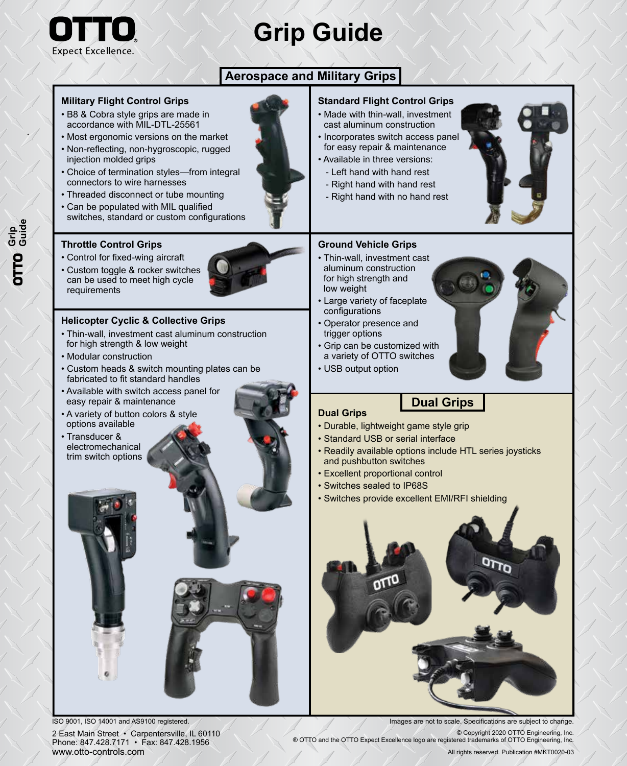# Grip Guide

OTTO
Expect Excellence.

## Aerospace and Military Grips

### Military Flight Control Grips

- B8 & Cobra style grips are made in accordance with MIL-DTL-25561
- Most ergonomic versions on the market
- Non-reflecting, non-hygroscopic, rugged injection molded grips
- Choice of termination styles—from integral connectors to wire harnesses
- Threaded disconnect or tube mounting
- Can be populated with MIL qualified switches, standard or custom configurations

### Standard Flight Control Grips

- Made with thin-wall, investment cast aluminum construction
- Incorporates switch access panel for easy repair & maintenance
- Available in three versions:
  - Left hand with hand rest
  - Right hand with hand rest
  - Right hand with no hand rest

### Throttle Control Grips

- Control for fixed-wing aircraft
- Custom toggle & rocker switches can be used to meet high cycle requirements

### Ground Vehicle Grips

- Thin-wall, investment cast aluminum construction for high strength and low weight
- Large variety of faceplate configurations
- Operator presence and trigger options
- Grip can be customized with a variety of OTTO switches
- USB output option

### Helicopter Cyclic & Collective Grips

- Thin-wall, investment cast aluminum construction for high strength & low weight
- Modular construction
- Custom heads & switch mounting plates can be fabricated to fit standard handles
- Available with switch access panel for easy repair & maintenance
- A variety of button colors & style options available
- Transducer & electromechanical trim switch options

## Dual Grips

### Dual Grips

- Durable, lightweight game style grip
- Standard USB or serial interface
- Readily available options include HTL series joysticks and pushbutton switches
- Excellent proportional control
- Switches sealed to IP68S
- Switches provide excellent EMI/RFI shielding

ISO 9001, ISO 14001 and AS9100 registered.

Images are not to scale. Specifications are subject to change.

2 East Main Street • Carpentersville, IL 60110
Phone: 847.428.7171 • Fax: 847.428.1956
www.otto-controls.com

© Copyright 2020 OTTO Engineering, Inc.
® OTTO and the OTTO Expect Excellence logo are registered trademarks of OTTO Engineering, Inc.
All rights reserved. Publication #MKT0020-03